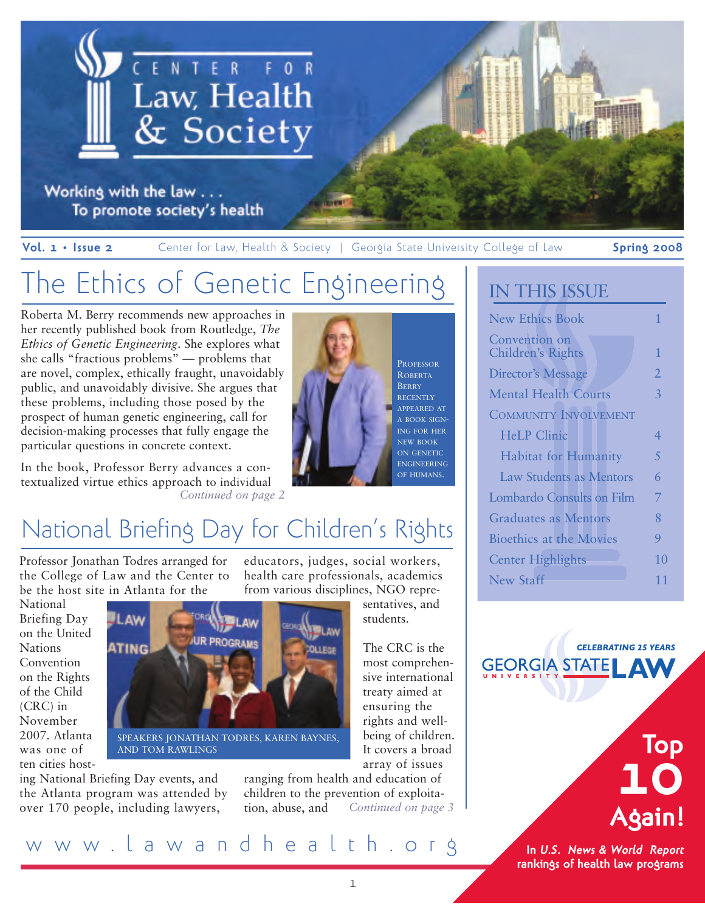# Center for Law, Health & Society

Working with the law . . .
To promote society's health

**Vol. 1 • Issue 2** Center for Law, Health & Society | Georgia State University College of Law **Spring 2008**

## The Ethics of Genetic Engineering

Roberta M. Berry recommends new approaches in her recently published book from Routledge, *The Ethics of Genetic Engineering*. She explores what she calls "fractious problems" — problems that are novel, complex, ethically fraught, unavoidably public, and unavoidably divisive. She argues that these problems, including those posed by the prospect of human genetic engineering, call for decision-making processes that fully engage the particular questions in concrete context.

In the book, Professor Berry advances a contextualized virtue ethics approach to individual *Continued on page 2*

PROFESSOR ROBERTA BERRY RECENTLY APPEARED AT A BOOK SIGNING FOR HER NEW BOOK ON GENETIC ENGINEERING OF HUMANS.

## National Briefing Day for Children's Rights

Professor Jonathan Todres arranged for the College of Law and the Center to be the host site in Atlanta for the National Briefing Day on the United Nations Convention on the Rights of the Child (CRC) in November 2007. Atlanta was one of ten cities hosting National Briefing Day events, and the Atlanta program was attended by over 170 people, including lawyers, educators, judges, social workers, health care professionals, academics from various disciplines, NGO representatives, and students.

SPEAKERS JONATHAN TODRES, KAREN BAYNES, AND TOM RAWLINGS

The CRC is the most comprehensive international treaty aimed at ensuring the rights and well-being of children. It covers a broad array of issues ranging from health and education of children to the prevention of exploitation, abuse, and *Continued on page 3*

## IN THIS ISSUE

| | |
|---|---|
| New Ethics Book | 1 |
| Convention on Children's Rights | 1 |
| Director's Message | 2 |
| Mental Health Courts | 3 |
| COMMUNITY INVOLVEMENT | |
| HeLP Clinic | 4 |
| Habitat for Humanity | 5 |
| Law Students as Mentors | 6 |
| Lombardo Consults on Film | 7 |
| Graduates as Mentors | 8 |
| Bioethics at the Movies | 9 |
| Center Highlights | 10 |
| New Staff | 11 |

CELEBRATING 25 YEARS
GEORGIA STATE UNIVERSITY LAW

**Top 10 Again!**

**In *U.S. News & World Report* rankings of health law programs**

www.lawandhealth.org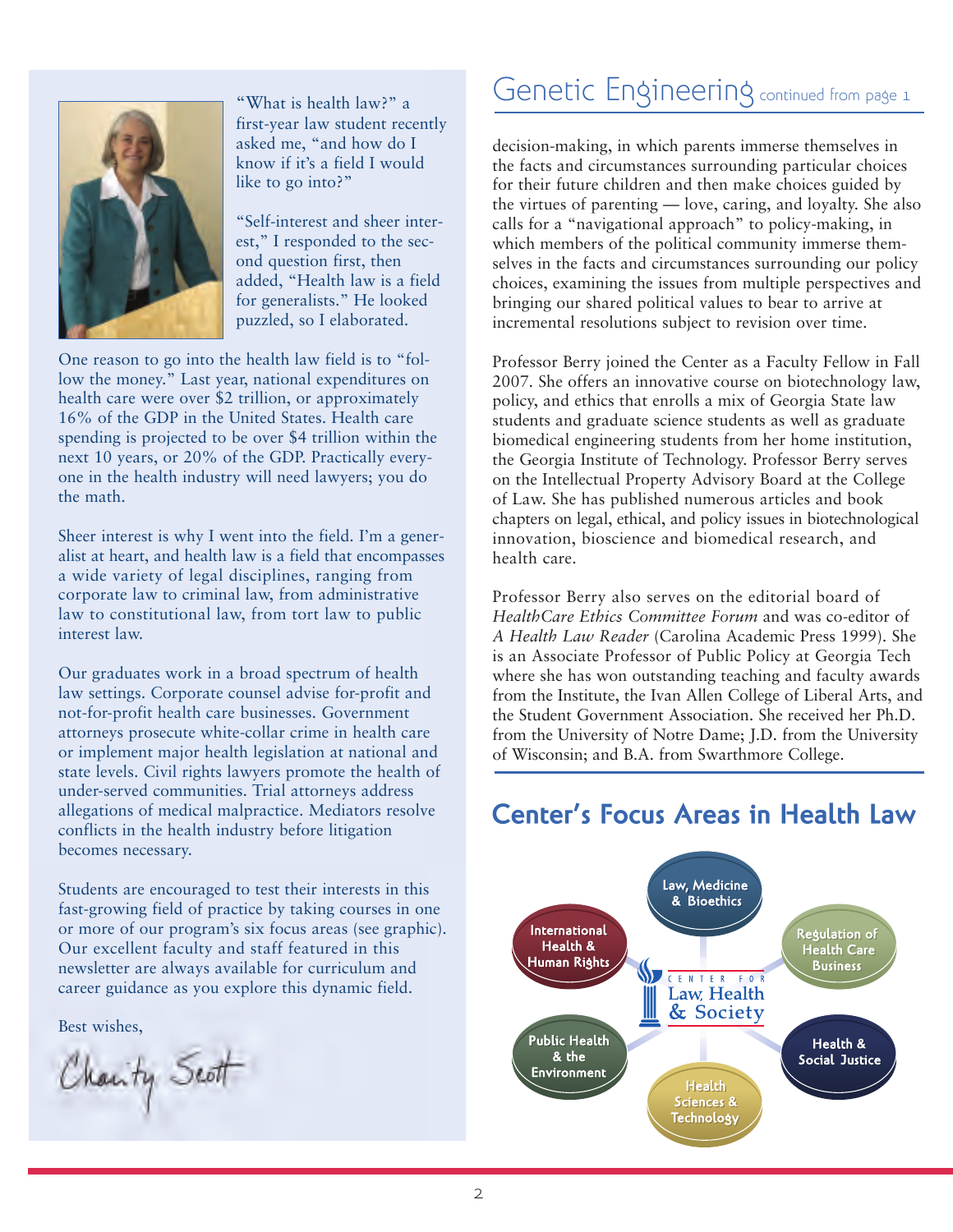"What is health law?" a first-year law student recently asked me, "and how do I know if it's a field I would like to go into?"

"Self-interest and sheer interest," I responded to the second question first, then added, "Health law is a field for generalists." He looked puzzled, so I elaborated.

One reason to go into the health law field is to "follow the money." Last year, national expenditures on health care were over $2 trillion, or approximately 16% of the GDP in the United States. Health care spending is projected to be over $4 trillion within the next 10 years, or 20% of the GDP. Practically everyone in the health industry will need lawyers; you do the math.

Sheer interest is why I went into the field. I'm a generalist at heart, and health law is a field that encompasses a wide variety of legal disciplines, ranging from corporate law to criminal law, from administrative law to constitutional law, from tort law to public interest law.

Our graduates work in a broad spectrum of health law settings. Corporate counsel advise for-profit and not-for-profit health care businesses. Government attorneys prosecute white-collar crime in health care or implement major health legislation at national and state levels. Civil rights lawyers promote the health of under-served communities. Trial attorneys address allegations of medical malpractice. Mediators resolve conflicts in the health industry before litigation becomes necessary.

Students are encouraged to test their interests in this fast-growing field of practice by taking courses in one or more of our program's six focus areas (see graphic). Our excellent faculty and staff featured in this newsletter are always available for curriculum and career guidance as you explore this dynamic field.

Best wishes,

Charity Scott

## Genetic Engineering continued from page 1

decision-making, in which parents immerse themselves in the facts and circumstances surrounding particular choices for their future children and then make choices guided by the virtues of parenting — love, caring, and loyalty. She also calls for a "navigational approach" to policy-making, in which members of the political community immerse themselves in the facts and circumstances surrounding our policy choices, examining the issues from multiple perspectives and bringing our shared political values to bear to arrive at incremental resolutions subject to revision over time.

Professor Berry joined the Center as a Faculty Fellow in Fall 2007. She offers an innovative course on biotechnology law, policy, and ethics that enrolls a mix of Georgia State law students and graduate science students as well as graduate biomedical engineering students from her home institution, the Georgia Institute of Technology. Professor Berry serves on the Intellectual Property Advisory Board at the College of Law. She has published numerous articles and book chapters on legal, ethical, and policy issues in biotechnological innovation, bioscience and biomedical research, and health care.

Professor Berry also serves on the editorial board of *HealthCare Ethics Committee Forum* and was co-editor of *A Health Law Reader* (Carolina Academic Press 1999). She is an Associate Professor of Public Policy at Georgia Tech where she has won outstanding teaching and faculty awards from the Institute, the Ivan Allen College of Liberal Arts, and the Student Government Association. She received her Ph.D. from the University of Notre Dame; J.D. from the University of Wisconsin; and B.A. from Swarthmore College.

## Center's Focus Areas in Health Law

Center for Law, Health & Society

- Law, Medicine & Bioethics
- Regulation of Health Care Business
- Health & Social Justice
- Health Sciences & Technology
- Public Health & the Environment
- International Health & Human Rights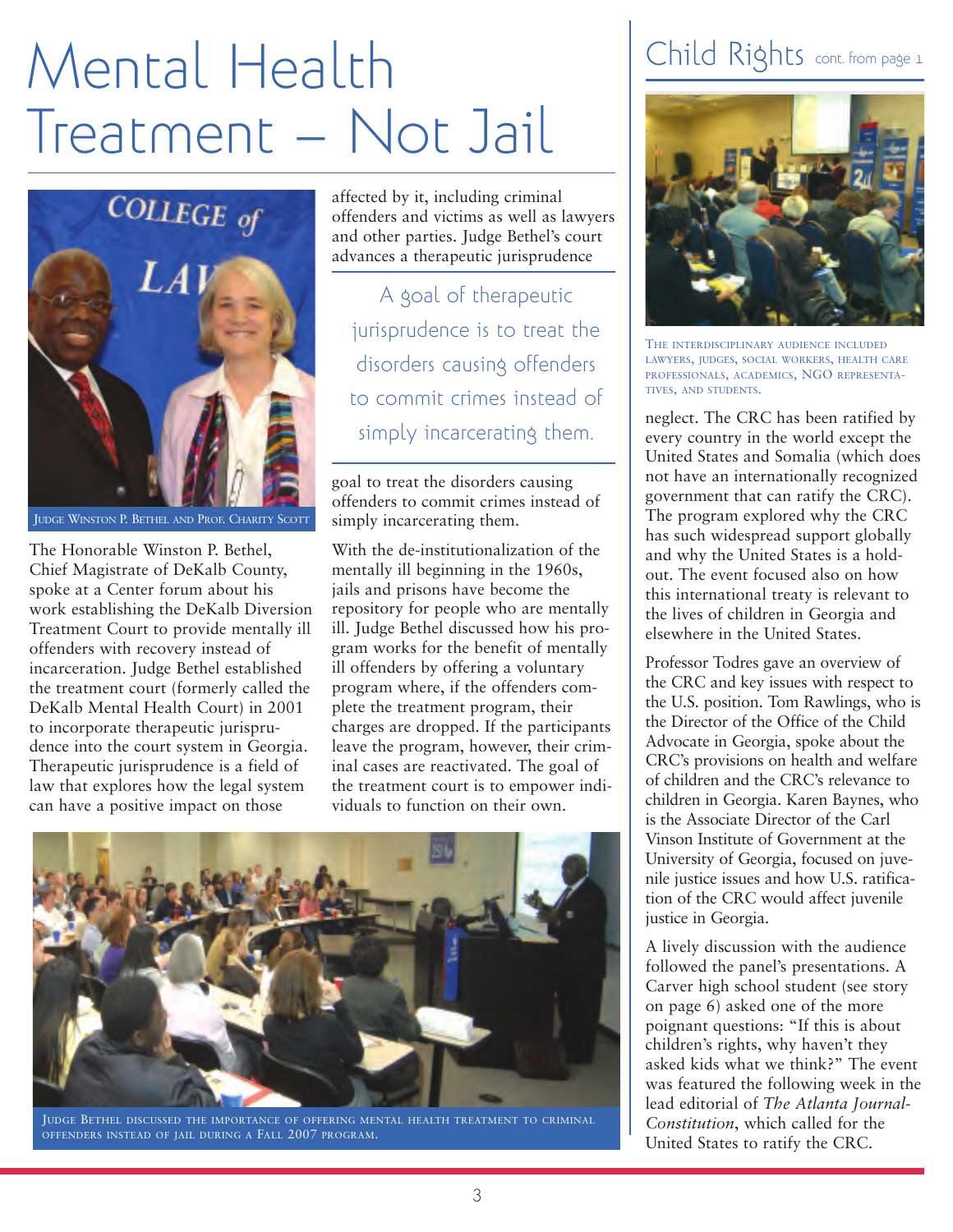# Mental Health Treatment – Not Jail

JUDGE WINSTON P. BETHEL AND PROF. CHARITY SCOTT

The Honorable Winston P. Bethel, Chief Magistrate of DeKalb County, spoke at a Center forum about his work establishing the DeKalb Diversion Treatment Court to provide mentally ill offenders with recovery instead of incarceration. Judge Bethel established the treatment court (formerly called the DeKalb Mental Health Court) in 2001 to incorporate therapeutic jurisprudence into the court system in Georgia. Therapeutic jurisprudence is a field of law that explores how the legal system can have a positive impact on those affected by it, including criminal offenders and victims as well as lawyers and other parties. Judge Bethel's court advances a therapeutic jurisprudence goal to treat the disorders causing offenders to commit crimes instead of simply incarcerating them.

> A goal of therapeutic jurisprudence is to treat the disorders causing offenders to commit crimes instead of simply incarcerating them.

With the de-institutionalization of the mentally ill beginning in the 1960s, jails and prisons have become the repository for people who are mentally ill. Judge Bethel discussed how his program works for the benefit of mentally ill offenders by offering a voluntary program where, if the offenders complete the treatment program, their charges are dropped. If the participants leave the program, however, their criminal cases are reactivated. The goal of the treatment court is to empower individuals to function on their own.

JUDGE BETHEL DISCUSSED THE IMPORTANCE OF OFFERING MENTAL HEALTH TREATMENT TO CRIMINAL OFFENDERS INSTEAD OF JAIL DURING A FALL 2007 PROGRAM.

## Child Rights cont. from page 1

THE INTERDISCIPLINARY AUDIENCE INCLUDED LAWYERS, JUDGES, SOCIAL WORKERS, HEALTH CARE PROFESSIONALS, ACADEMICS, NGO REPRESENTATIVES, AND STUDENTS.

neglect. The CRC has been ratified by every country in the world except the United States and Somalia (which does not have an internationally recognized government that can ratify the CRC). The program explored why the CRC has such widespread support globally and why the United States is a hold-out. The event focused also on how this international treaty is relevant to the lives of children in Georgia and elsewhere in the United States.

Professor Todres gave an overview of the CRC and key issues with respect to the U.S. position. Tom Rawlings, who is the Director of the Office of the Child Advocate in Georgia, spoke about the CRC's provisions on health and welfare of children and the CRC's relevance to children in Georgia. Karen Baynes, who is the Associate Director of the Carl Vinson Institute of Government at the University of Georgia, focused on juvenile justice issues and how U.S. ratification of the CRC would affect juvenile justice in Georgia.

A lively discussion with the audience followed the panel's presentations. A Carver high school student (see story on page 6) asked one of the more poignant questions: "If this is about children's rights, why haven't they asked kids what we think?" The event was featured the following week in the lead editorial of *The Atlanta Journal-Constitution*, which called for the United States to ratify the CRC.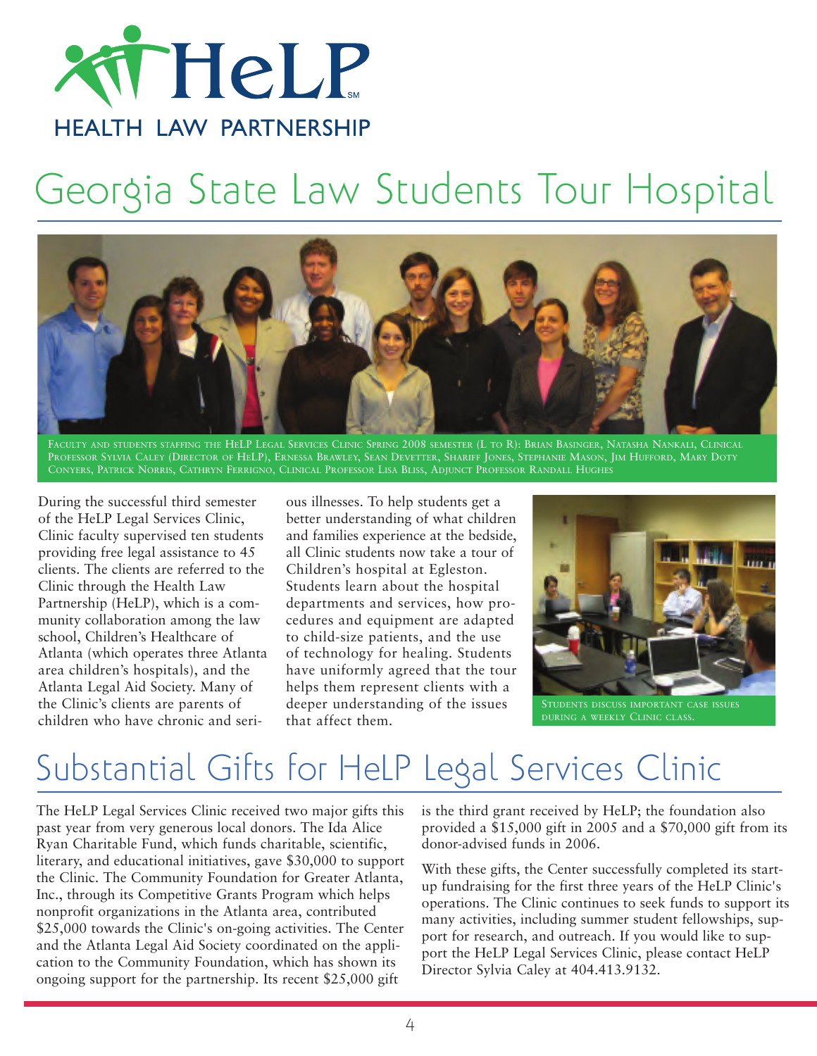# HeLP

HEALTH LAW PARTNERSHIP

## Georgia State Law Students Tour Hospital

FACULTY AND STUDENTS STAFFING THE HELP LEGAL SERVICES CLINIC SPRING 2008 SEMESTER (L TO R): BRIAN BASINGER, NATASHA NANKALI, CLINICAL PROFESSOR SYLVIA CALEY (DIRECTOR OF HELP), ERNESSA BRAWLEY, SEAN DEVETTER, SHARIFF JONES, STEPHANIE MASON, JIM HUFFORD, MARY DOTY CONYERS, PATRICK NORRIS, CATHRYN FERRIGNO, CLINICAL PROFESSOR LISA BLISS, ADJUNCT PROFESSOR RANDALL HUGHES

During the successful third semester of the HeLP Legal Services Clinic, Clinic faculty supervised ten students providing free legal assistance to 45 clients. The clients are referred to the Clinic through the Health Law Partnership (HeLP), which is a community collaboration among the law school, Children's Healthcare of Atlanta (which operates three Atlanta area children's hospitals), and the Atlanta Legal Aid Society. Many of the Clinic's clients are parents of children who have chronic and serious illnesses. To help students get a better understanding of what children and families experience at the bedside, all Clinic students now take a tour of Children's hospital at Egleston. Students learn about the hospital departments and services, how procedures and equipment are adapted to child-size patients, and the use of technology for healing. Students have uniformly agreed that the tour helps them represent clients with a deeper understanding of the issues that affect them.

STUDENTS DISCUSS IMPORTANT CASE ISSUES DURING A WEEKLY CLINIC CLASS.

## Substantial Gifts for HeLP Legal Services Clinic

The HeLP Legal Services Clinic received two major gifts this past year from very generous local donors. The Ida Alice Ryan Charitable Fund, which funds charitable, scientific, literary, and educational initiatives, gave $30,000 to support the Clinic. The Community Foundation for Greater Atlanta, Inc., through its Competitive Grants Program which helps nonprofit organizations in the Atlanta area, contributed $25,000 towards the Clinic's on-going activities. The Center and the Atlanta Legal Aid Society coordinated on the application to the Community Foundation, which has shown its ongoing support for the partnership. Its recent $25,000 gift is the third grant received by HeLP; the foundation also provided a $15,000 gift in 2005 and a $70,000 gift from its donor-advised funds in 2006.

With these gifts, the Center successfully completed its start-up fundraising for the first three years of the HeLP Clinic's operations. The Clinic continues to seek funds to support its many activities, including summer student fellowships, support for research, and outreach. If you would like to support the HeLP Legal Services Clinic, please contact HeLP Director Sylvia Caley at 404.413.9132.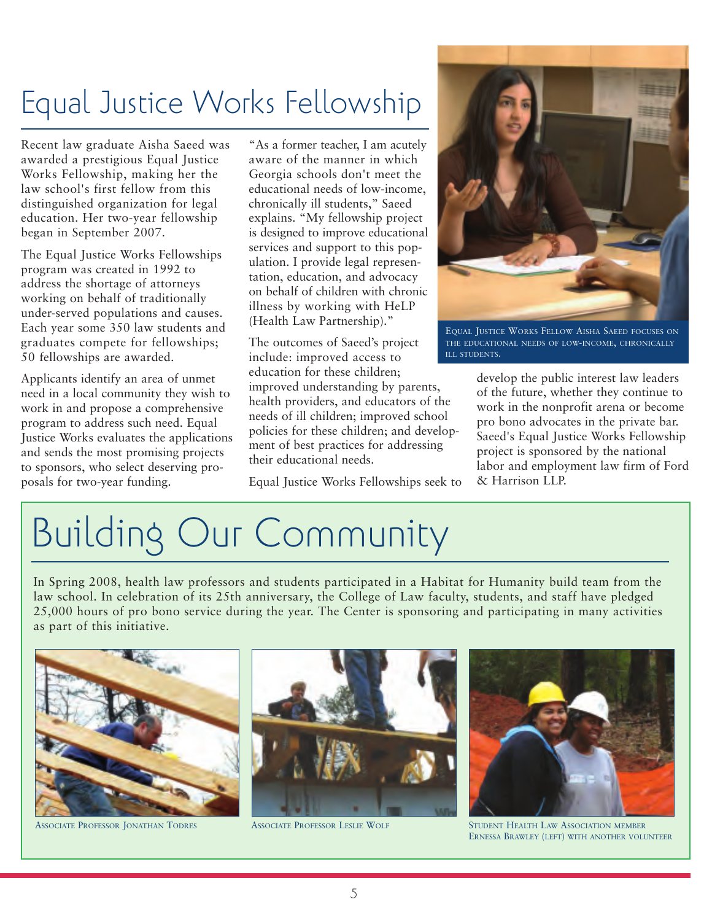# Equal Justice Works Fellowship

Recent law graduate Aisha Saeed was awarded a prestigious Equal Justice Works Fellowship, making her the law school's first fellow from this distinguished organization for legal education. Her two-year fellowship began in September 2007.

The Equal Justice Works Fellowships program was created in 1992 to address the shortage of attorneys working on behalf of traditionally under-served populations and causes. Each year some 350 law students and graduates compete for fellowships; 50 fellowships are awarded.

Applicants identify an area of unmet need in a local community they wish to work in and propose a comprehensive program to address such need. Equal Justice Works evaluates the applications and sends the most promising projects to sponsors, who select deserving proposals for two-year funding.

"As a former teacher, I am acutely aware of the manner in which Georgia schools don't meet the educational needs of low-income, chronically ill students," Saeed explains. "My fellowship project is designed to improve educational services and support to this population. I provide legal representation, education, and advocacy on behalf of children with chronic illness by working with HeLP (Health Law Partnership)."

The outcomes of Saeed's project include: improved access to education for these children; improved understanding by parents, health providers, and educators of the needs of ill children; improved school policies for these children; and development of best practices for addressing their educational needs.

Equal Justice Works Fellowships seek to develop the public interest law leaders of the future, whether they continue to work in the nonprofit arena or become pro bono advocates in the private bar. Saeed's Equal Justice Works Fellowship project is sponsored by the national labor and employment law firm of Ford & Harrison LLP.

Equal Justice Works Fellow Aisha Saeed focuses on the educational needs of low-income, chronically ill students.

# Building Our Community

In Spring 2008, health law professors and students participated in a Habitat for Humanity build team from the law school. In celebration of its 25th anniversary, the College of Law faculty, students, and staff have pledged 25,000 hours of pro bono service during the year. The Center is sponsoring and participating in many activities as part of this initiative.

Associate Professor Jonathan Todres

Associate Professor Leslie Wolf

Student Health Law Association member Ernessa Brawley (left) with another volunteer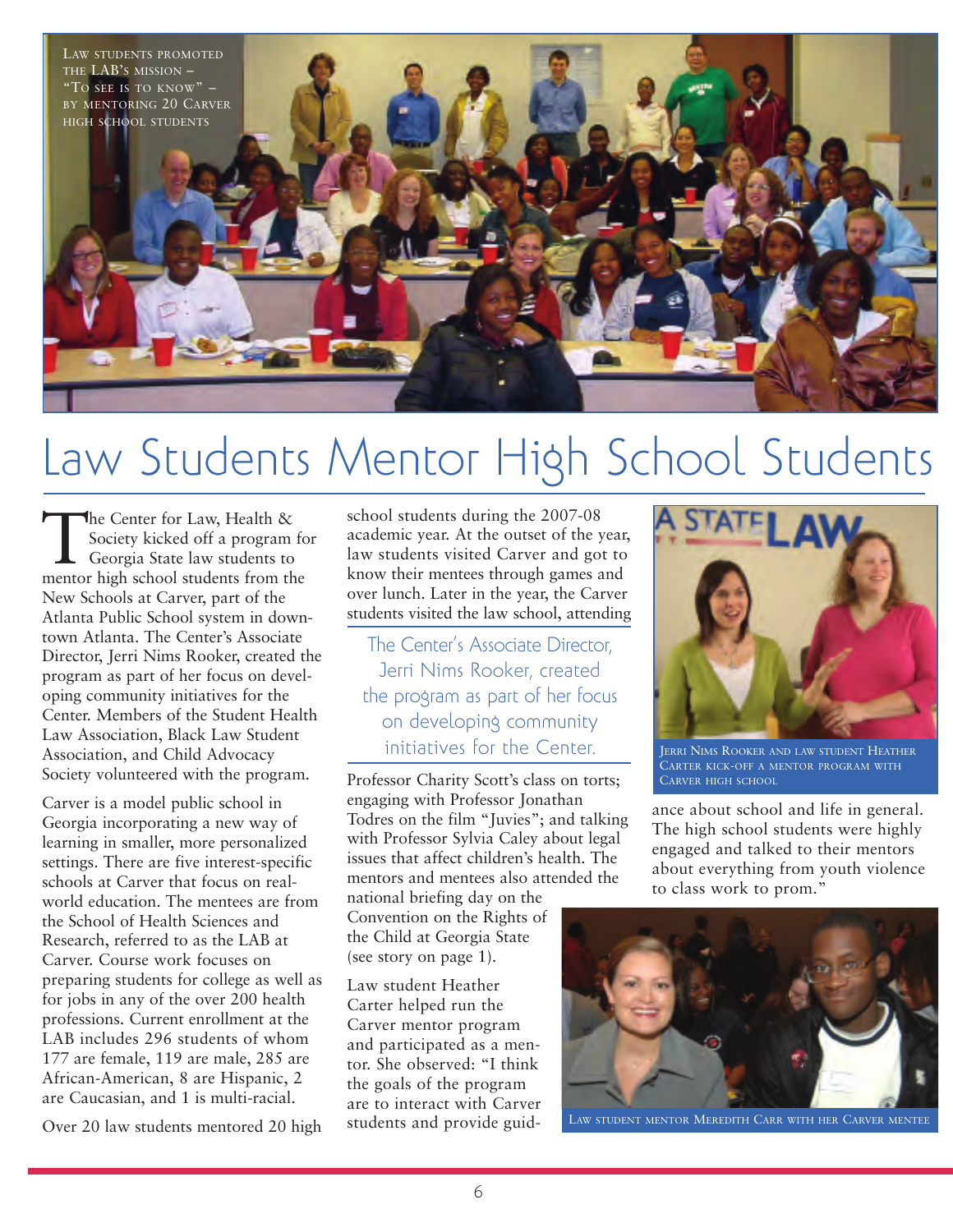Law students promoted the LAB's mission – "To see is to know" – by mentoring 20 Carver High School students

# Law Students Mentor High School Students

The Center for Law, Health & Society kicked off a program for Georgia State law students to mentor high school students from the New Schools at Carver, part of the Atlanta Public School system in downtown Atlanta. The Center's Associate Director, Jerri Nims Rooker, created the program as part of her focus on developing community initiatives for the Center. Members of the Student Health Law Association, Black Law Student Association, and Child Advocacy Society volunteered with the program.

Carver is a model public school in Georgia incorporating a new way of learning in smaller, more personalized settings. There are five interest-specific schools at Carver that focus on real-world education. The mentees are from the School of Health Sciences and Research, referred to as the LAB at Carver. Course work focuses on preparing students for college as well as for jobs in any of the over 200 health professions. Current enrollment at the LAB includes 296 students of whom 177 are female, 119 are male, 285 are African-American, 8 are Hispanic, 2 are Caucasian, and 1 is multi-racial.

Over 20 law students mentored 20 high school students during the 2007-08 academic year. At the outset of the year, law students visited Carver and got to know their mentees through games and over lunch. Later in the year, the Carver students visited the law school, attending Professor Charity Scott's class on torts; engaging with Professor Jonathan Todres on the film "Juvies"; and talking with Professor Sylvia Caley about legal issues that affect children's health. The mentors and mentees also attended the national briefing day on the Convention on the Rights of the Child at Georgia State (see story on page 1).

> The Center's Associate Director, Jerri Nims Rooker, created the program as part of her focus on developing community initiatives for the Center.

Law student Heather Carter helped run the Carver mentor program and participated as a mentor. She observed: "I think the goals of the program are to interact with Carver students and provide guidance about school and life in general. The high school students were highly engaged and talked to their mentors about everything from youth violence to class work to prom."

Jerri Nims Rooker and law student Heather Carter kick-off a mentor program with Carver High School

Law student mentor Meredith Carr with her Carver mentee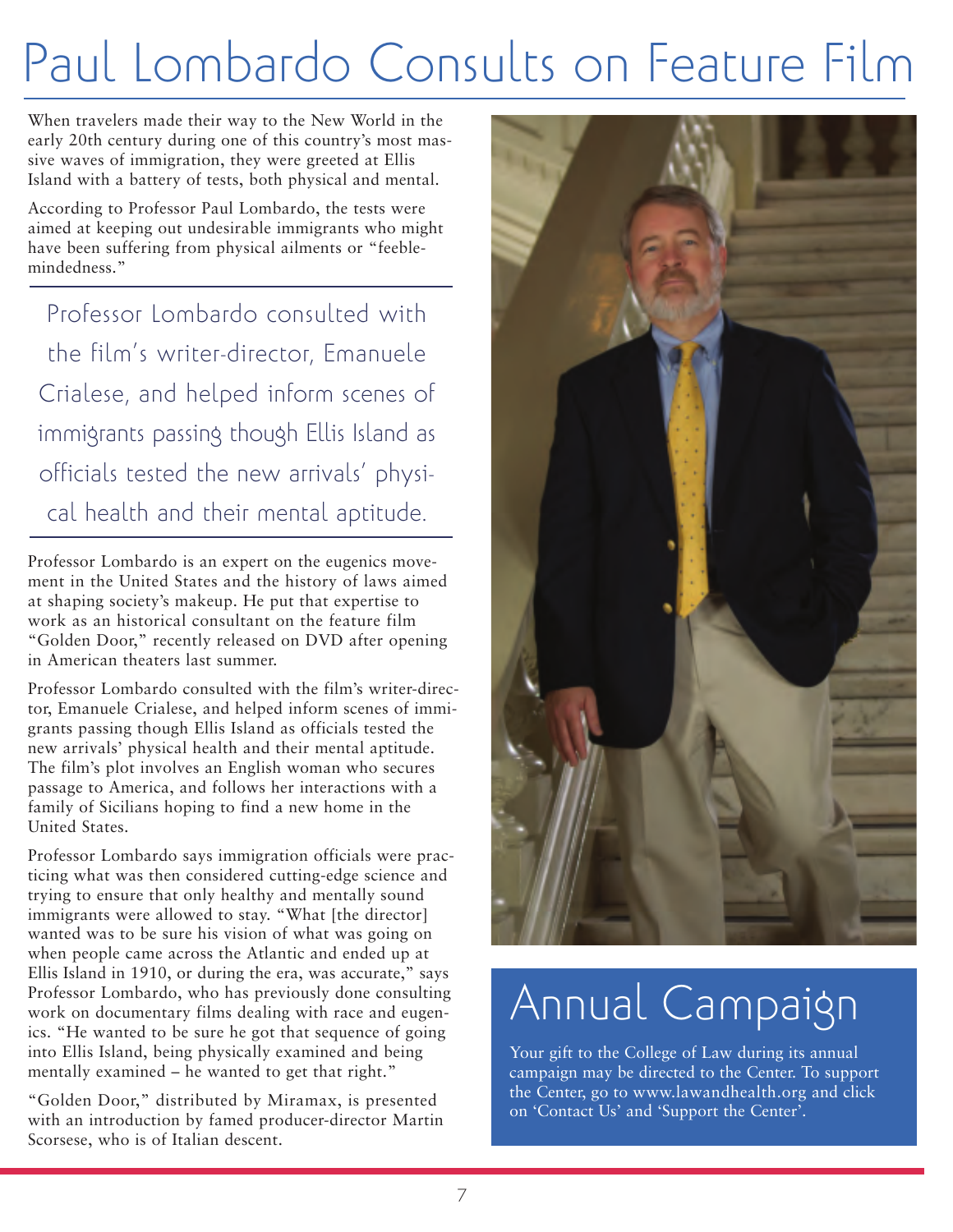# Paul Lombardo Consults on Feature Film

When travelers made their way to the New World in the early 20th century during one of this country's most massive waves of immigration, they were greeted at Ellis Island with a battery of tests, both physical and mental.

According to Professor Paul Lombardo, the tests were aimed at keeping out undesirable immigrants who might have been suffering from physical ailments or "feeble-mindedness."

> Professor Lombardo consulted with the film's writer-director, Emanuele Crialese, and helped inform scenes of immigrants passing though Ellis Island as officials tested the new arrivals' physical health and their mental aptitude.

Professor Lombardo is an expert on the eugenics movement in the United States and the history of laws aimed at shaping society's makeup. He put that expertise to work as an historical consultant on the feature film "Golden Door," recently released on DVD after opening in American theaters last summer.

Professor Lombardo consulted with the film's writer-director, Emanuele Crialese, and helped inform scenes of immigrants passing though Ellis Island as officials tested the new arrivals' physical health and their mental aptitude. The film's plot involves an English woman who secures passage to America, and follows her interactions with a family of Sicilians hoping to find a new home in the United States.

Professor Lombardo says immigration officials were practicing what was then considered cutting-edge science and trying to ensure that only healthy and mentally sound immigrants were allowed to stay. "What [the director] wanted was to be sure his vision of what was going on when people came across the Atlantic and ended up at Ellis Island in 1910, or during the era, was accurate," says Professor Lombardo, who has previously done consulting work on documentary films dealing with race and eugenics. "He wanted to be sure he got that sequence of going into Ellis Island, being physically examined and being mentally examined – he wanted to get that right."

"Golden Door," distributed by Miramax, is presented with an introduction by famed producer-director Martin Scorsese, who is of Italian descent.

## Annual Campaign

Your gift to the College of Law during its annual campaign may be directed to the Center. To support the Center, go to www.lawandhealth.org and click on 'Contact Us' and 'Support the Center'.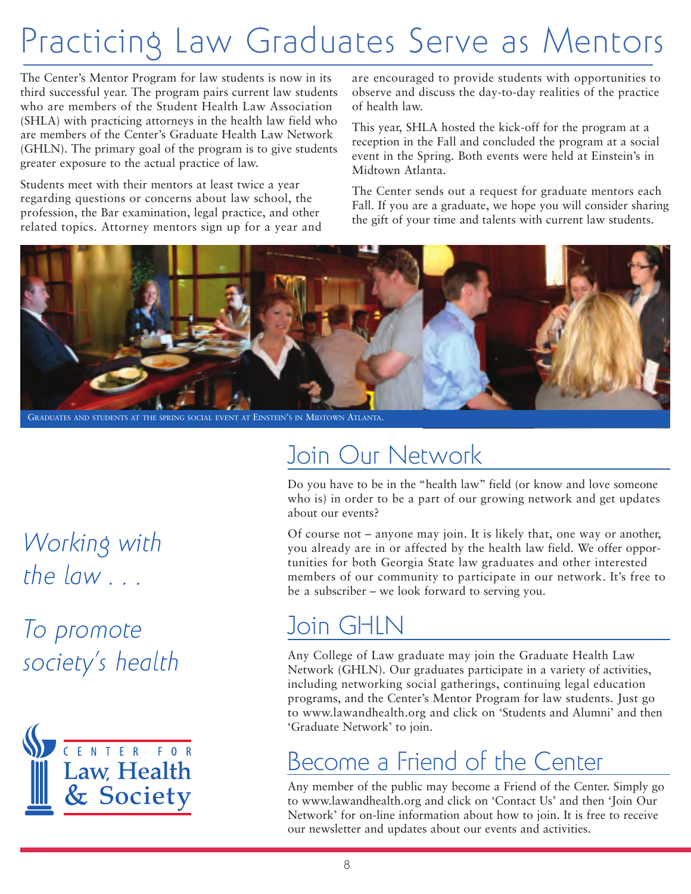# Practicing Law Graduates Serve as Mentors

The Center's Mentor Program for law students is now in its third successful year. The program pairs current law students who are members of the Student Health Law Association (SHLA) with practicing attorneys in the health law field who are members of the Center's Graduate Health Law Network (GHLN). The primary goal of the program is to give students greater exposure to the actual practice of law.

Students meet with their mentors at least twice a year regarding questions or concerns about law school, the profession, the Bar examination, legal practice, and other related topics. Attorney mentors sign up for a year and are encouraged to provide students with opportunities to observe and discuss the day-to-day realities of the practice of health law.

This year, SHLA hosted the kick-off for the program at a reception in the Fall and concluded the program at a social event in the Spring. Both events were held at Einstein's in Midtown Atlanta.

The Center sends out a request for graduate mentors each Fall. If you are a graduate, we hope you will consider sharing the gift of your time and talents with current law students.

GRADUATES AND STUDENTS AT THE SPRING SOCIAL EVENT AT EINSTEIN'S IN MIDTOWN ATLANTA.

*Working with the law . . .*

*To promote society's health*

CENTER FOR Law, Health & Society

## Join Our Network

Do you have to be in the "health law" field (or know and love someone who is) in order to be a part of our growing network and get updates about our events?

Of course not – anyone may join. It is likely that, one way or another, you already are in or affected by the health law field. We offer opportunities for both Georgia State law graduates and other interested members of our community to participate in our network. It's free to be a subscriber – we look forward to serving you.

## Join GHLN

Any College of Law graduate may join the Graduate Health Law Network (GHLN). Our graduates participate in a variety of activities, including networking social gatherings, continuing legal education programs, and the Center's Mentor Program for law students. Just go to www.lawandhealth.org and click on 'Students and Alumni' and then 'Graduate Network' to join.

## Become a Friend of the Center

Any member of the public may become a Friend of the Center. Simply go to www.lawandhealth.org and click on 'Contact Us' and then 'Join Our Network' for on-line information about how to join. It is free to receive our newsletter and updates about our events and activities.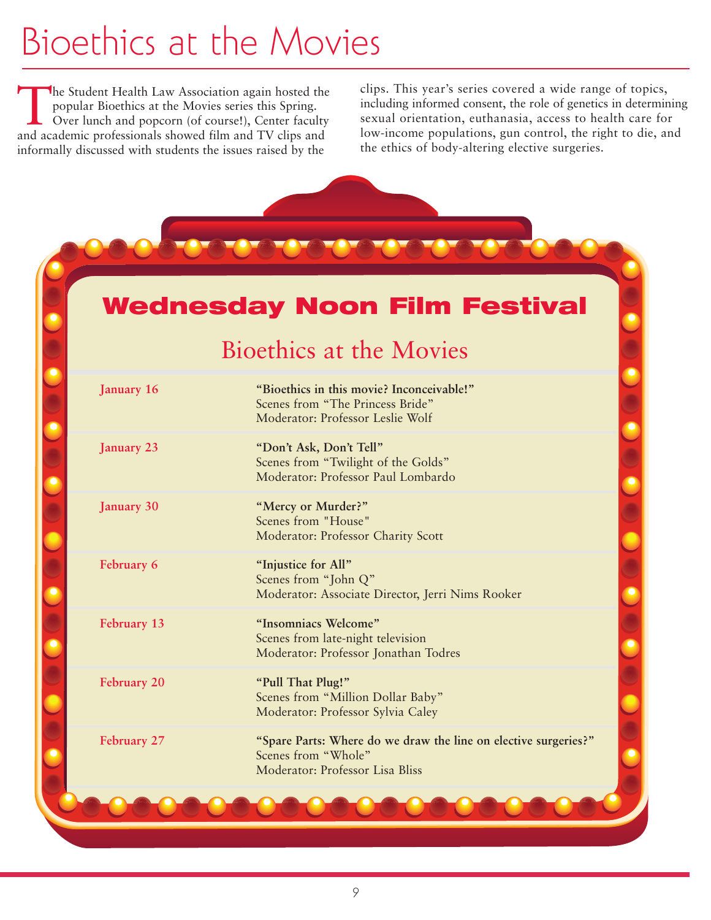# Bioethics at the Movies

The Student Health Law Association again hosted the popular Bioethics at the Movies series this Spring. Over lunch and popcorn (of course!), Center faculty and academic professionals showed film and TV clips and informally discussed with students the issues raised by the clips. This year's series covered a wide range of topics, including informed consent, the role of genetics in determining sexual orientation, euthanasia, access to health care for low-income populations, gun control, the right to die, and the ethics of body-altering elective surgeries.

## Wednesday Noon Film Festival

### Bioethics at the Movies

| Date | Session |
|---|---|
| January 16 | **"Bioethics in this movie? Inconceivable!"**<br>Scenes from "The Princess Bride"<br>Moderator: Professor Leslie Wolf |
| January 23 | **"Don't Ask, Don't Tell"**<br>Scenes from "Twilight of the Golds"<br>Moderator: Professor Paul Lombardo |
| January 30 | **"Mercy or Murder?"**<br>Scenes from "House"<br>Moderator: Professor Charity Scott |
| February 6 | **"Injustice for All"**<br>Scenes from "John Q"<br>Moderator: Associate Director, Jerri Nims Rooker |
| February 13 | **"Insomniacs Welcome"**<br>Scenes from late-night television<br>Moderator: Professor Jonathan Todres |
| February 20 | **"Pull That Plug!"**<br>Scenes from "Million Dollar Baby"<br>Moderator: Professor Sylvia Caley |
| February 27 | **"Spare Parts: Where do we draw the line on elective surgeries?"**<br>Scenes from "Whole"<br>Moderator: Professor Lisa Bliss |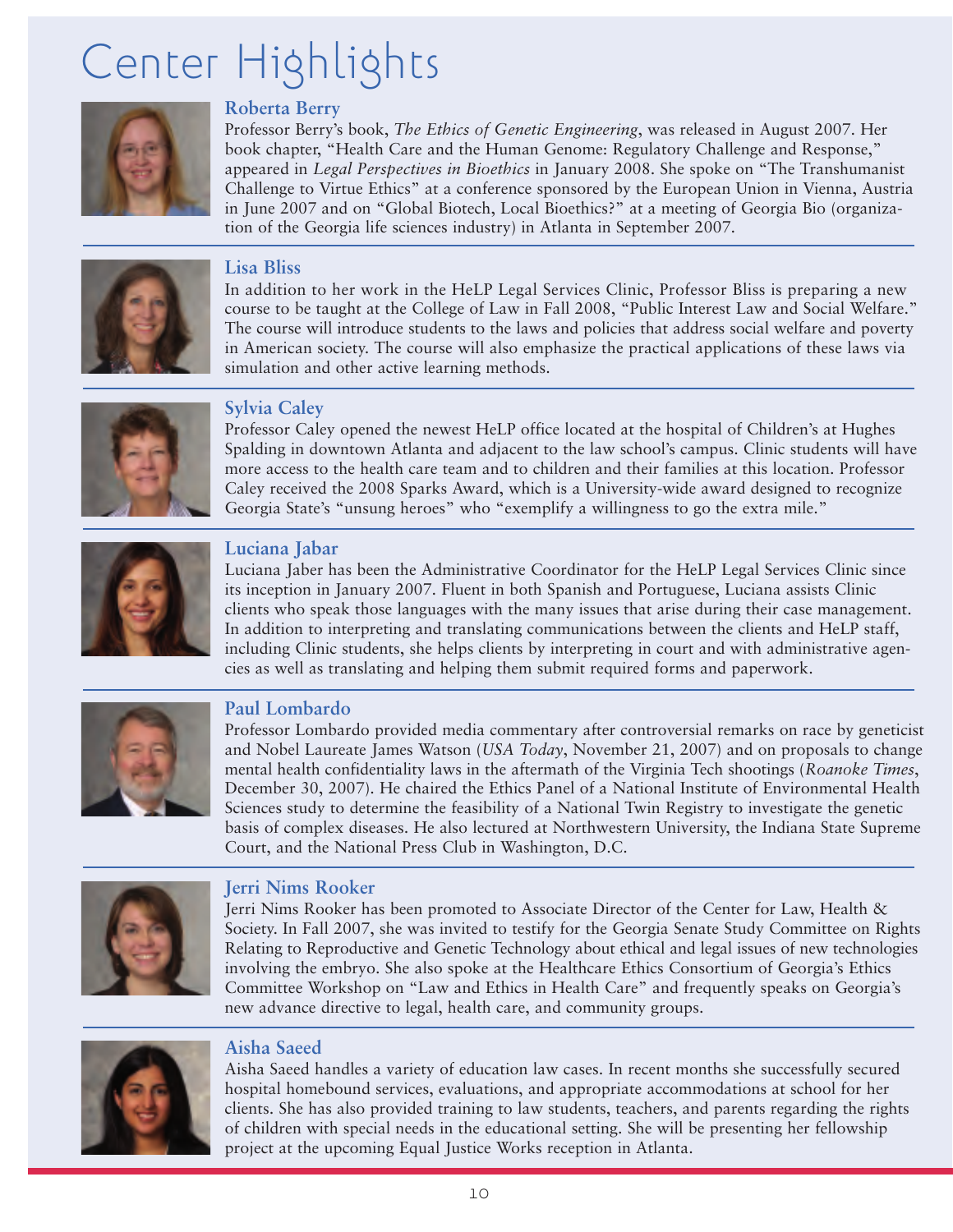# Center Highlights

### Roberta Berry

Professor Berry's book, *The Ethics of Genetic Engineering*, was released in August 2007. Her book chapter, "Health Care and the Human Genome: Regulatory Challenge and Response," appeared in *Legal Perspectives in Bioethics* in January 2008. She spoke on "The Transhumanist Challenge to Virtue Ethics" at a conference sponsored by the European Union in Vienna, Austria in June 2007 and on "Global Biotech, Local Bioethics?" at a meeting of Georgia Bio (organization of the Georgia life sciences industry) in Atlanta in September 2007.

### Lisa Bliss

In addition to her work in the HeLP Legal Services Clinic, Professor Bliss is preparing a new course to be taught at the College of Law in Fall 2008, "Public Interest Law and Social Welfare." The course will introduce students to the laws and policies that address social welfare and poverty in American society. The course will also emphasize the practical applications of these laws via simulation and other active learning methods.

### Sylvia Caley

Professor Caley opened the newest HeLP office located at the hospital of Children's at Hughes Spalding in downtown Atlanta and adjacent to the law school's campus. Clinic students will have more access to the health care team and to children and their families at this location. Professor Caley received the 2008 Sparks Award, which is a University-wide award designed to recognize Georgia State's "unsung heroes" who "exemplify a willingness to go the extra mile."

### Luciana Jabar

Luciana Jaber has been the Administrative Coordinator for the HeLP Legal Services Clinic since its inception in January 2007. Fluent in both Spanish and Portuguese, Luciana assists Clinic clients who speak those languages with the many issues that arise during their case management. In addition to interpreting and translating communications between the clients and HeLP staff, including Clinic students, she helps clients by interpreting in court and with administrative agencies as well as translating and helping them submit required forms and paperwork.

### Paul Lombardo

Professor Lombardo provided media commentary after controversial remarks on race by geneticist and Nobel Laureate James Watson (*USA Today*, November 21, 2007) and on proposals to change mental health confidentiality laws in the aftermath of the Virginia Tech shootings (*Roanoke Times*, December 30, 2007). He chaired the Ethics Panel of a National Institute of Environmental Health Sciences study to determine the feasibility of a National Twin Registry to investigate the genetic basis of complex diseases. He also lectured at Northwestern University, the Indiana State Supreme Court, and the National Press Club in Washington, D.C.

### Jerri Nims Rooker

Jerri Nims Rooker has been promoted to Associate Director of the Center for Law, Health & Society. In Fall 2007, she was invited to testify for the Georgia Senate Study Committee on Rights Relating to Reproductive and Genetic Technology about ethical and legal issues of new technologies involving the embryo. She also spoke at the Healthcare Ethics Consortium of Georgia's Ethics Committee Workshop on "Law and Ethics in Health Care" and frequently speaks on Georgia's new advance directive to legal, health care, and community groups.

### Aisha Saeed

Aisha Saeed handles a variety of education law cases. In recent months she successfully secured hospital homebound services, evaluations, and appropriate accommodations at school for her clients. She has also provided training to law students, teachers, and parents regarding the rights of children with special needs in the educational setting. She will be presenting her fellowship project at the upcoming Equal Justice Works reception in Atlanta.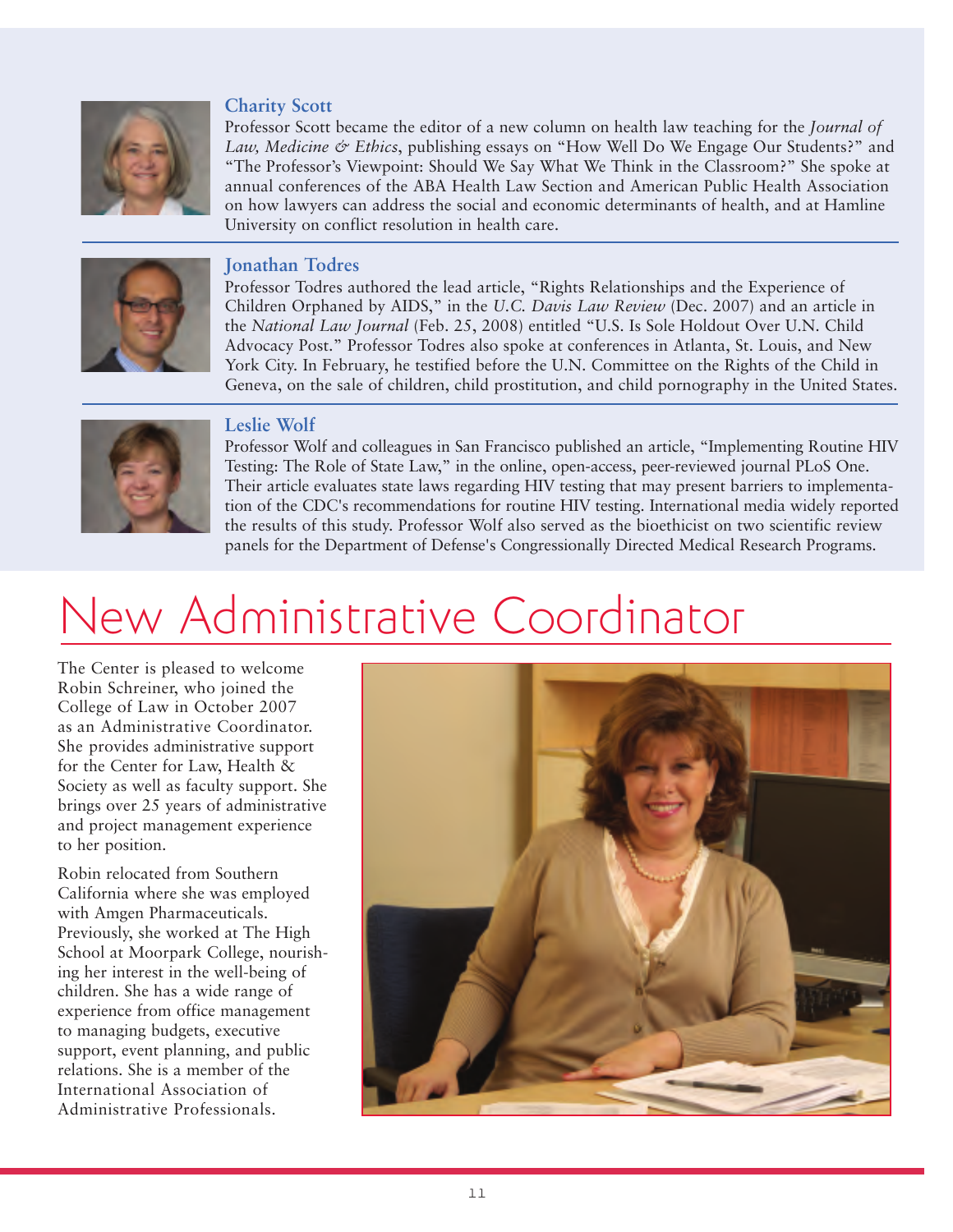### Charity Scott

Professor Scott became the editor of a new column on health law teaching for the *Journal of Law, Medicine & Ethics*, publishing essays on "How Well Do We Engage Our Students?" and "The Professor's Viewpoint: Should We Say What We Think in the Classroom?" She spoke at annual conferences of the ABA Health Law Section and American Public Health Association on how lawyers can address the social and economic determinants of health, and at Hamline University on conflict resolution in health care.

### Jonathan Todres

Professor Todres authored the lead article, "Rights Relationships and the Experience of Children Orphaned by AIDS," in the *U.C. Davis Law Review* (Dec. 2007) and an article in the *National Law Journal* (Feb. 25, 2008) entitled "U.S. Is Sole Holdout Over U.N. Child Advocacy Post." Professor Todres also spoke at conferences in Atlanta, St. Louis, and New York City. In February, he testified before the U.N. Committee on the Rights of the Child in Geneva, on the sale of children, child prostitution, and child pornography in the United States.

### Leslie Wolf

Professor Wolf and colleagues in San Francisco published an article, "Implementing Routine HIV Testing: The Role of State Law," in the online, open-access, peer-reviewed journal PLoS One. Their article evaluates state laws regarding HIV testing that may present barriers to implementation of the CDC's recommendations for routine HIV testing. International media widely reported the results of this study. Professor Wolf also served as the bioethicist on two scientific review panels for the Department of Defense's Congressionally Directed Medical Research Programs.

# New Administrative Coordinator

The Center is pleased to welcome Robin Schreiner, who joined the College of Law in October 2007 as an Administrative Coordinator. She provides administrative support for the Center for Law, Health & Society as well as faculty support. She brings over 25 years of administrative and project management experience to her position.

Robin relocated from Southern California where she was employed with Amgen Pharmaceuticals. Previously, she worked at The High School at Moorpark College, nourishing her interest in the well-being of children. She has a wide range of experience from office management to managing budgets, executive support, event planning, and public relations. She is a member of the International Association of Administrative Professionals.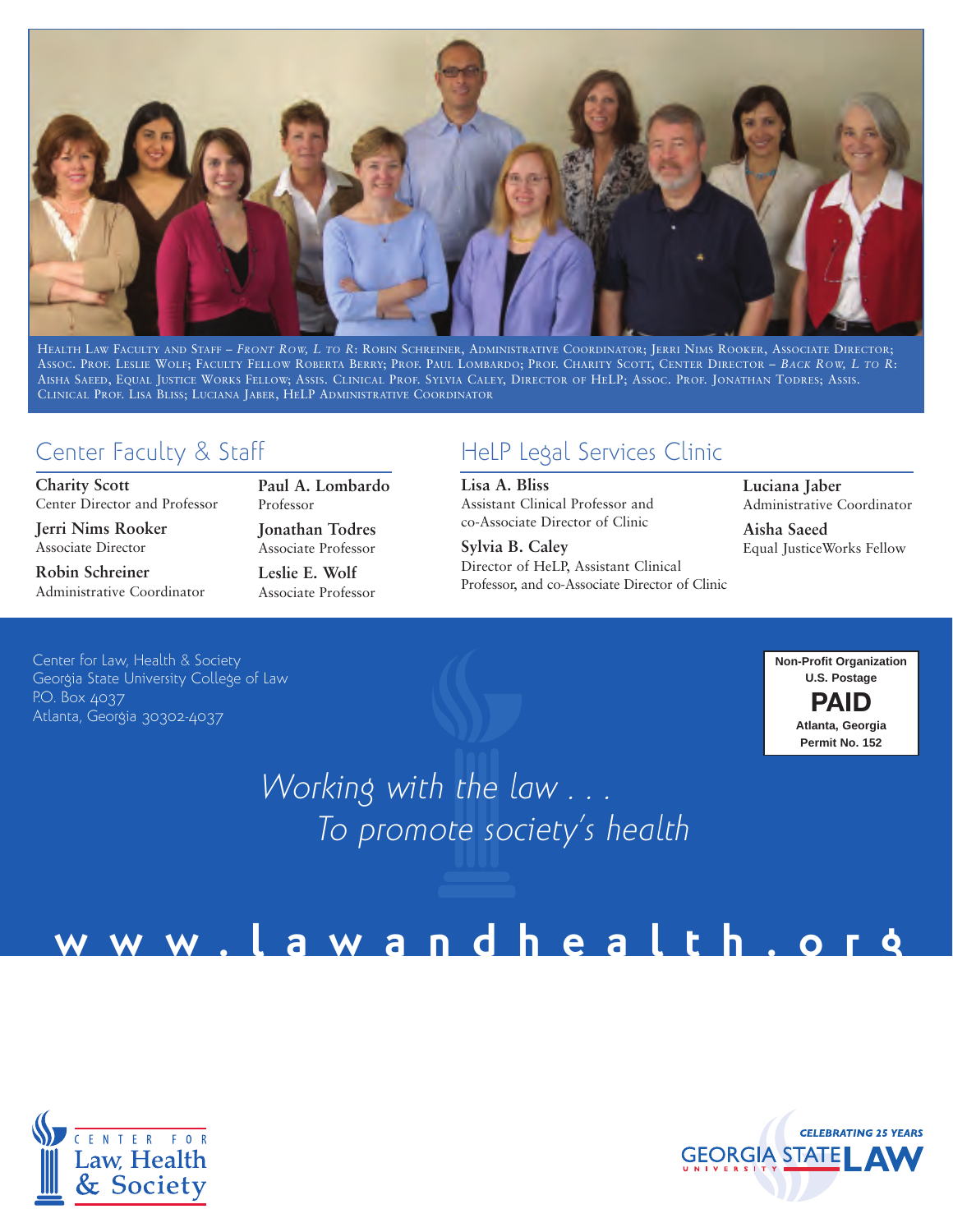Health Law Faculty and Staff – *Front Row, L to R*: Robin Schreiner, Administrative Coordinator; Jerri Nims Rooker, Associate Director; Assoc. Prof. Leslie Wolf; Faculty Fellow Roberta Berry; Prof. Paul Lombardo; Prof. Charity Scott, Center Director – *Back Row, L to R*: Aisha Saeed, Equal Justice Works Fellow; Assis. Clinical Prof. Sylvia Caley, Director of HeLP; Assoc. Prof. Jonathan Todres; Assis. Clinical Prof. Lisa Bliss; Luciana Jaber, HeLP Administrative Coordinator

## Center Faculty & Staff

**Charity Scott**
Center Director and Professor

**Jerri Nims Rooker**
Associate Director

**Robin Schreiner**
Administrative Coordinator

**Paul A. Lombardo**
Professor

**Jonathan Todres**
Associate Professor

**Leslie E. Wolf**
Associate Professor

## HeLP Legal Services Clinic

**Lisa A. Bliss**
Assistant Clinical Professor and co-Associate Director of Clinic

**Sylvia B. Caley**
Director of HeLP, Assistant Clinical Professor, and co-Associate Director of Clinic

**Luciana Jaber**
Administrative Coordinator

**Aisha Saeed**
Equal JusticeWorks Fellow

Center for Law, Health & Society
Georgia State University College of Law
P.O. Box 4037
Atlanta, Georgia 30302-4037

Non-Profit Organization
U.S. Postage
**PAID**
Atlanta, Georgia
Permit No. 152

*Working with the law . . .*
*To promote society's health*

**www.lawandhealth.org**

Center for Law, Health & Society

Celebrating 25 Years
Georgia State University Law